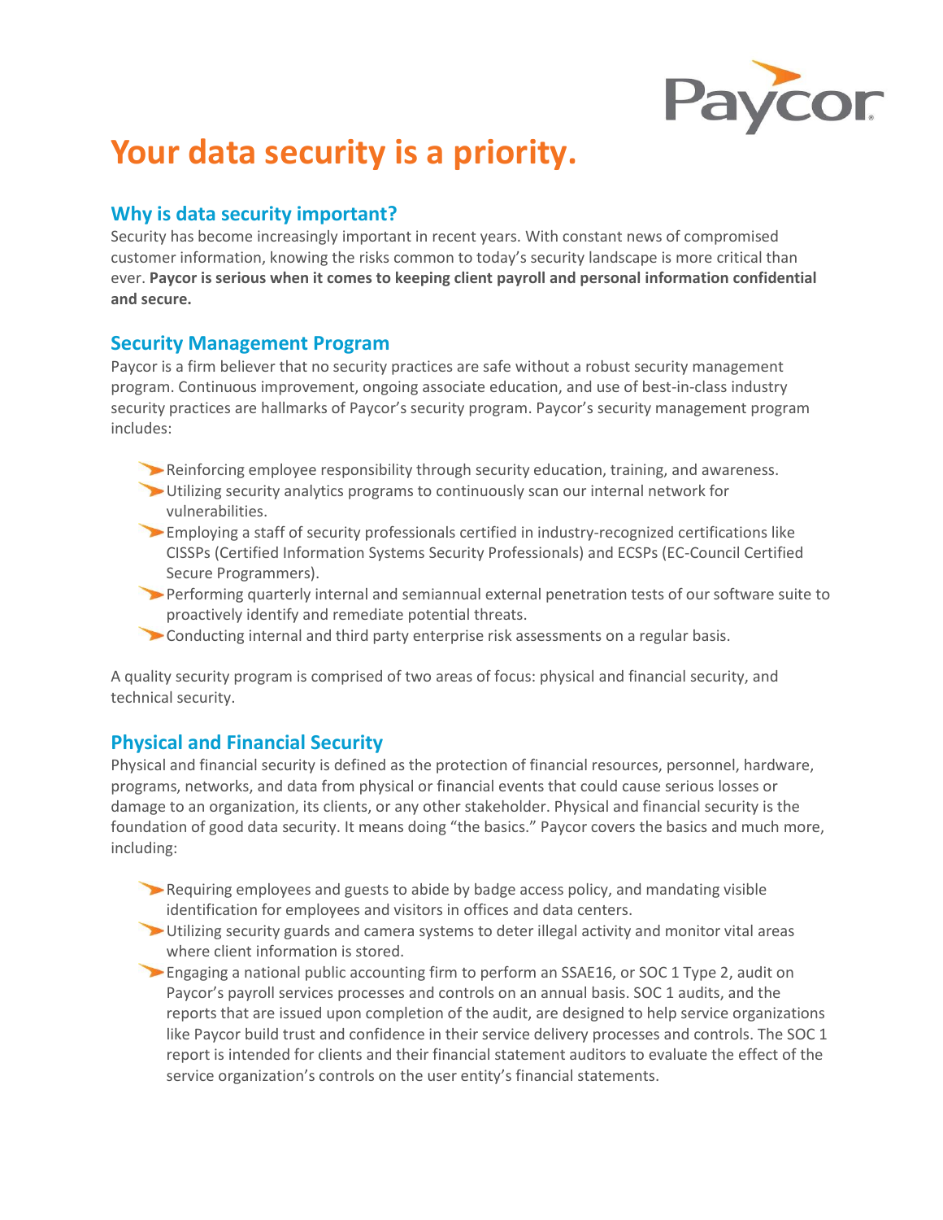# Your data security is a priority.

## Why is data security important?

Security has become increasingly important in recent years. With constant news of compromised customer information, knowing the risks common to today's security landscape is more critical than ever. **Paycor is serious when it comes to keeping client payroll and personal information confidential and secure.**

## Security Management Program

Paycor is a firm believer that no security practices are safe without a robust security management program. Continuous improvement, ongoing associate education, and use of best-in-class industry security practices are hallmarks of Paycor's security program. Paycor's security management program includes:

- Reinforcing employee responsibility through security education, training, and awareness.
- Utilizing security analytics programs to continuously scan our internal network for vulnerabilities.
- Employing a staff of security professionals certified in industry-recognized certifications like CISSPs (Certified Information Systems Security Professionals) and ECSPs (EC-Council Certified Secure Programmers).
- Performing quarterly internal and semiannual external penetration tests of our software suite to proactively identify and remediate potential threats.
- Conducting internal and third party enterprise risk assessments on a regular basis.

A quality security program is comprised of two areas of focus: physical and financial security, and technical security.

## Physical and Financial Security

Physical and financial security is defined as the protection of financial resources, personnel, hardware, programs, networks, and data from physical or financial events that could cause serious losses or damage to an organization, its clients, or any other stakeholder. Physical and financial security is the foundation of good data security. It means doing "the basics." Paycor covers the basics and much more, including:

- Requiring employees and guests to abide by badge access policy, and mandating visible identification for employees and visitors in offices and data centers.
- Utilizing security guards and camera systems to deter illegal activity and monitor vital areas where client information is stored.
- Engaging a national public accounting firm to perform an SSAE16, or SOC 1 Type 2, audit on Paycor's payroll services processes and controls on an annual basis. SOC 1 audits, and the reports that are issued upon completion of the audit, are designed to help service organizations like Paycor build trust and confidence in their service delivery processes and controls. The SOC 1 report is intended for clients and their financial statement auditors to evaluate the effect of the service organization's controls on the user entity's financial statements.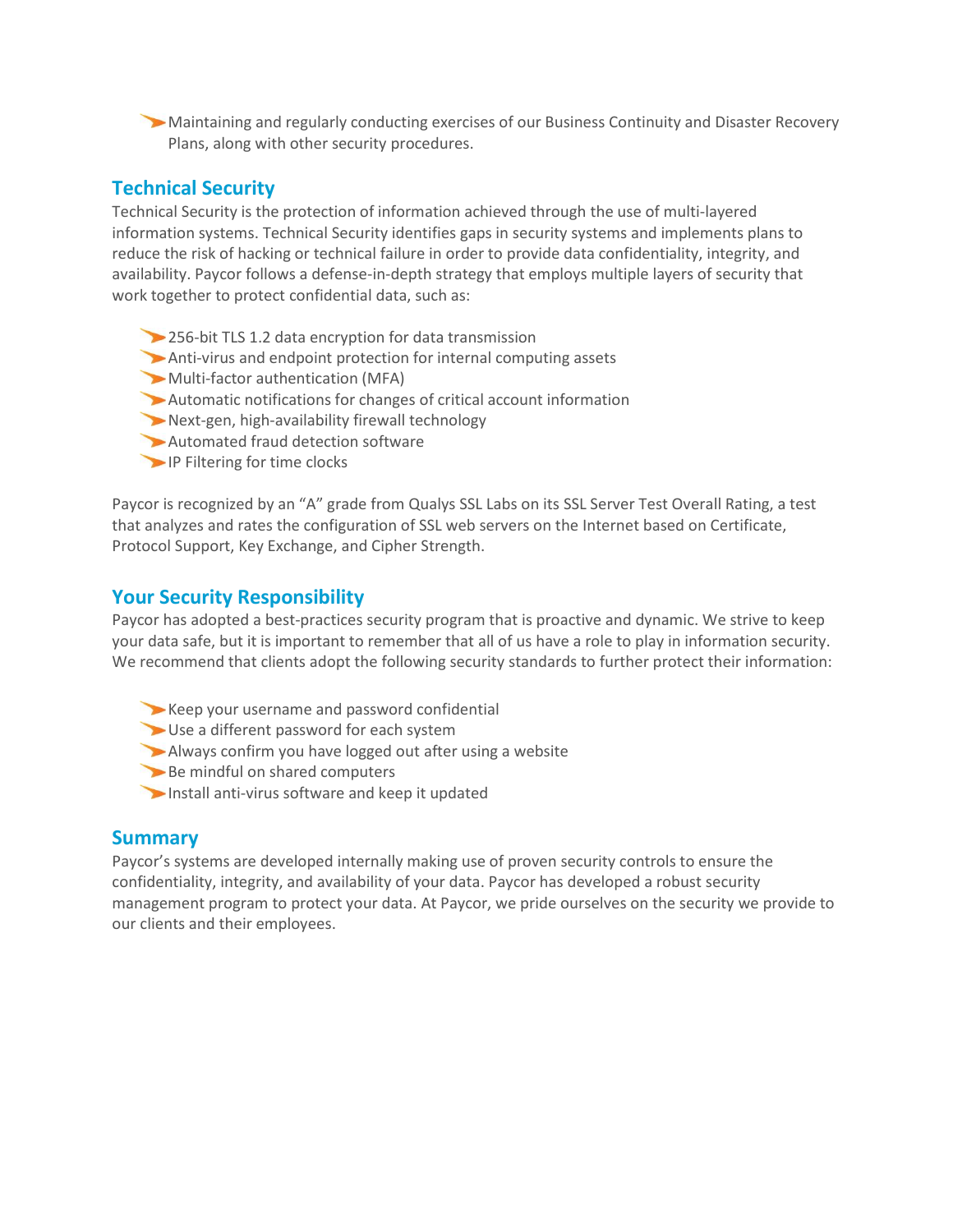- Maintaining and regularly conducting exercises of our Business Continuity and Disaster Recovery Plans, along with other security procedures.

## Technical Security

Technical Security is the protection of information achieved through the use of multi-layered information systems. Technical Security identifies gaps in security systems and implements plans to reduce the risk of hacking or technical failure in order to provide data confidentiality, integrity, and availability. Paycor follows a defense-in-depth strategy that employs multiple layers of security that work together to protect confidential data, such as:

- 256-bit TLS 1.2 data encryption for data transmission
- Anti-virus and endpoint protection for internal computing assets
- Multi-factor authentication (MFA)
- Automatic notifications for changes of critical account information
- Next-gen, high-availability firewall technology
- Automated fraud detection software
- IP Filtering for time clocks

Paycor is recognized by an “A” grade from Qualys SSL Labs on its SSL Server Test Overall Rating, a test that analyzes and rates the configuration of SSL web servers on the Internet based on Certificate, Protocol Support, Key Exchange, and Cipher Strength.

## Your Security Responsibility

Paycor has adopted a best-practices security program that is proactive and dynamic. We strive to keep your data safe, but it is important to remember that all of us have a role to play in information security. We recommend that clients adopt the following security standards to further protect their information:

- Keep your username and password confidential
- Use a different password for each system
- Always confirm you have logged out after using a website
- Be mindful on shared computers
- Install anti-virus software and keep it updated

## Summary

Paycor’s systems are developed internally making use of proven security controls to ensure the confidentiality, integrity, and availability of your data. Paycor has developed a robust security management program to protect your data. At Paycor, we pride ourselves on the security we provide to our clients and their employees.